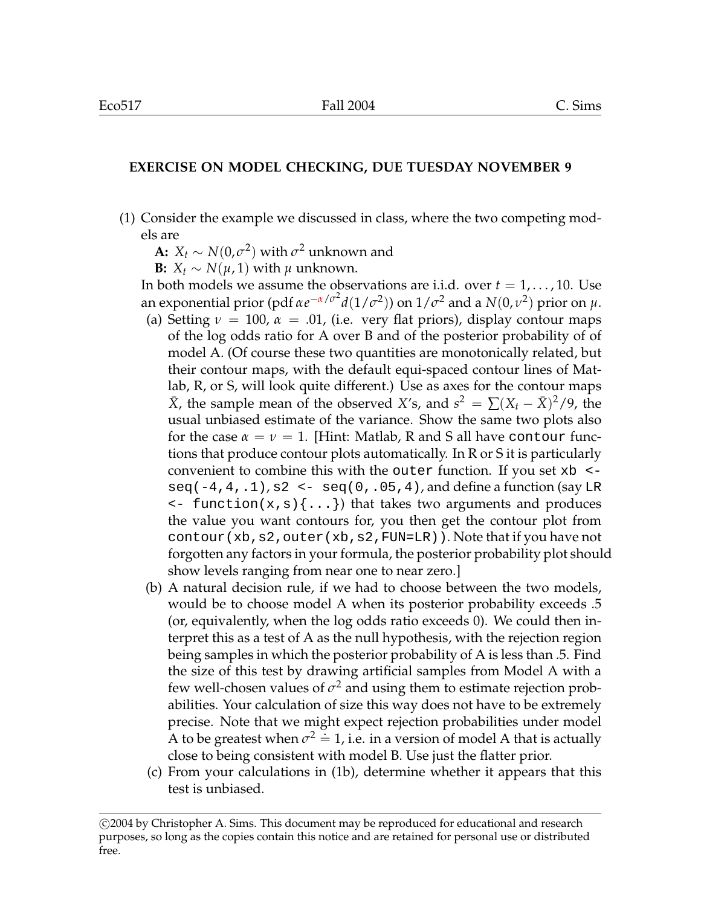## EXERCISE ON MODEL CHECKING, DUE TUESDAY NOVEMBER 9

(1) Consider the example we discussed in class, where the two competing models are

**A:** $X_t \sim N(0, \sigma^2)$ with $\sigma^2$ unknown and

**B:** $X_t \sim N(\mu, 1)$ with $\mu$ unknown.

In both models we assume the observations are i.i.d. over $t = 1, \ldots, 10$. Use an exponential prior (pdf $\alpha e^{-\alpha/\sigma^2} d(1/\sigma^2)$) on $1/\sigma^2$ and a $N(0, \nu^2)$ prior on $\mu$.

(a) Setting $\nu = 100$, $\alpha = .01$, (i.e. very flat priors), display contour maps of the log odds ratio for A over B and of the posterior probability of of model A. (Of course these two quantities are monotonically related, but their contour maps, with the default equi-spaced contour lines of Matlab, R, or S, will look quite different.) Use as axes for the contour maps $\bar{X}$, the sample mean of the observed $X$'s, and $s^2 = \sum (X_t - \bar{X})^2/9$, the usual unbiased estimate of the variance. Show the same two plots also for the case $\alpha = \nu = 1$. [Hint: Matlab, R and S all have `contour` functions that produce contour plots automatically. In R or S it is particularly convenient to combine this with the `outer` function. If you set `xb <- seq(-4,4,.1)`, `s2 <- seq(0,.05,4)`, and define a function (say `LR <- function(x,s){...}`) that takes two arguments and produces the value you want contours for, you then get the contour plot from `contour(xb,s2,outer(xb,s2,FUN=LR))`. Note that if you have not forgotten any factors in your formula, the posterior probability plot should show levels ranging from near one to near zero.]

(b) A natural decision rule, if we had to choose between the two models, would be to choose model A when its posterior probability exceeds .5 (or, equivalently, when the log odds ratio exceeds 0). We could then interpret this as a test of A as the null hypothesis, with the rejection region being samples in which the posterior probability of A is less than .5. Find the size of this test by drawing artificial samples from Model A with a few well-chosen values of $\sigma^2$ and using them to estimate rejection probabilities. Your calculation of size this way does not have to be extremely precise. Note that we might expect rejection probabilities under model A to be greatest when $\sigma^2 \doteq 1$, i.e. in a version of model A that is actually close to being consistent with model B. Use just the flatter prior.

(c) From your calculations in (1b), determine whether it appears that this test is unbiased.

---

©2004 by Christopher A. Sims. This document may be reproduced for educational and research purposes, so long as the copies contain this notice and are retained for personal use or distributed free.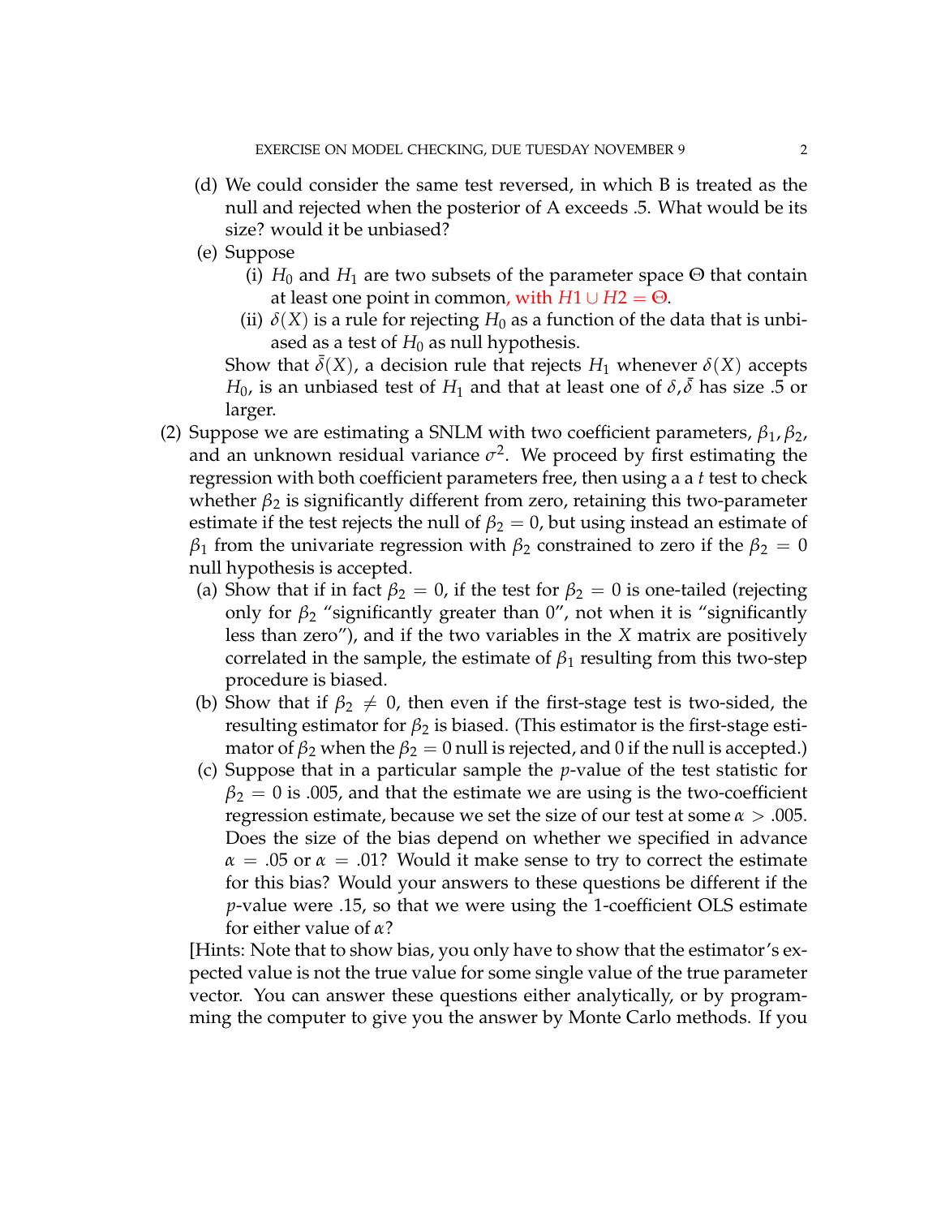(d) We could consider the same test reversed, in which B is treated as the null and rejected when the posterior of A exceeds .5. What would be its size? would it be unbiased?

(e) Suppose

   (i) $H_0$ and $H_1$ are two subsets of the parameter space $\Theta$ that contain at least one point in common, with $H1 \cup H2 = \Theta$.

   (ii) $\delta(X)$ is a rule for rejecting $H_0$ as a function of the data that is unbiased as a test of $H_0$ as null hypothesis.

   Show that $\bar{\delta}(X)$, a decision rule that rejects $H_1$ whenever $\delta(X)$ accepts $H_0$, is an unbiased test of $H_1$ and that at least one of $\delta, \bar{\delta}$ has size .5 or larger.

(2) Suppose we are estimating a SNLM with two coefficient parameters, $\beta_1, \beta_2$, and an unknown residual variance $\sigma^2$. We proceed by first estimating the regression with both coefficient parameters free, then using a a $t$ test to check whether $\beta_2$ is significantly different from zero, retaining this two-parameter estimate if the test rejects the null of $\beta_2 = 0$, but using instead an estimate of $\beta_1$ from the univariate regression with $\beta_2$ constrained to zero if the $\beta_2 = 0$ null hypothesis is accepted.

   (a) Show that if in fact $\beta_2 = 0$, if the test for $\beta_2 = 0$ is one-tailed (rejecting only for $\beta_2$ "significantly greater than 0", not when it is "significantly less than zero"), and if the two variables in the $X$ matrix are positively correlated in the sample, the estimate of $\beta_1$ resulting from this two-step procedure is biased.

   (b) Show that if $\beta_2 \neq 0$, then even if the first-stage test is two-sided, the resulting estimator for $\beta_2$ is biased. (This estimator is the first-stage estimator of $\beta_2$ when the $\beta_2 = 0$ null is rejected, and 0 if the null is accepted.)

   (c) Suppose that in a particular sample the $p$-value of the test statistic for $\beta_2 = 0$ is .005, and that the estimate we are using is the two-coefficient regression estimate, because we set the size of our test at some $\alpha > .005$. Does the size of the bias depend on whether we specified in advance $\alpha = .05$ or $\alpha = .01$? Would it make sense to try to correct the estimate for this bias? Would your answers to these questions be different if the $p$-value were .15, so that we were using the 1-coefficient OLS estimate for either value of $\alpha$?

   [Hints: Note that to show bias, you only have to show that the estimator's expected value is not the true value for some single value of the true parameter vector. You can answer these questions either analytically, or by programming the computer to give you the answer by Monte Carlo methods. If you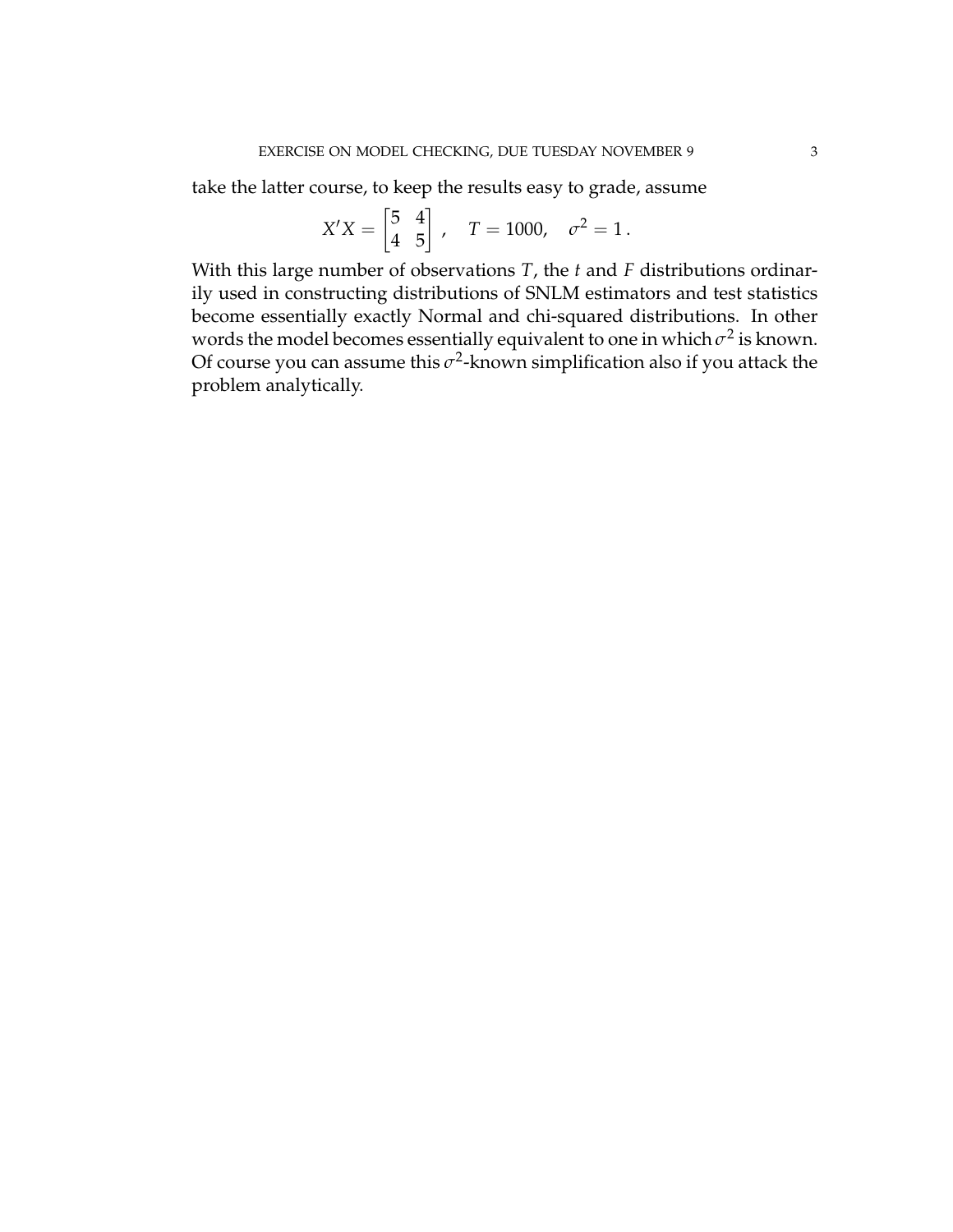take the latter course, to keep the results easy to grade, assume

$$X'X = \begin{bmatrix} 5 & 4 \\ 4 & 5 \end{bmatrix} , \quad T = 1000, \quad \sigma^2 = 1 \, .$$

With this large number of observations $T$, the $t$ and $F$ distributions ordinarily used in constructing distributions of SNLM estimators and test statistics become essentially exactly Normal and chi-squared distributions. In other words the model becomes essentially equivalent to one in which $\sigma^2$ is known. Of course you can assume this $\sigma^2$-known simplification also if you attack the problem analytically.